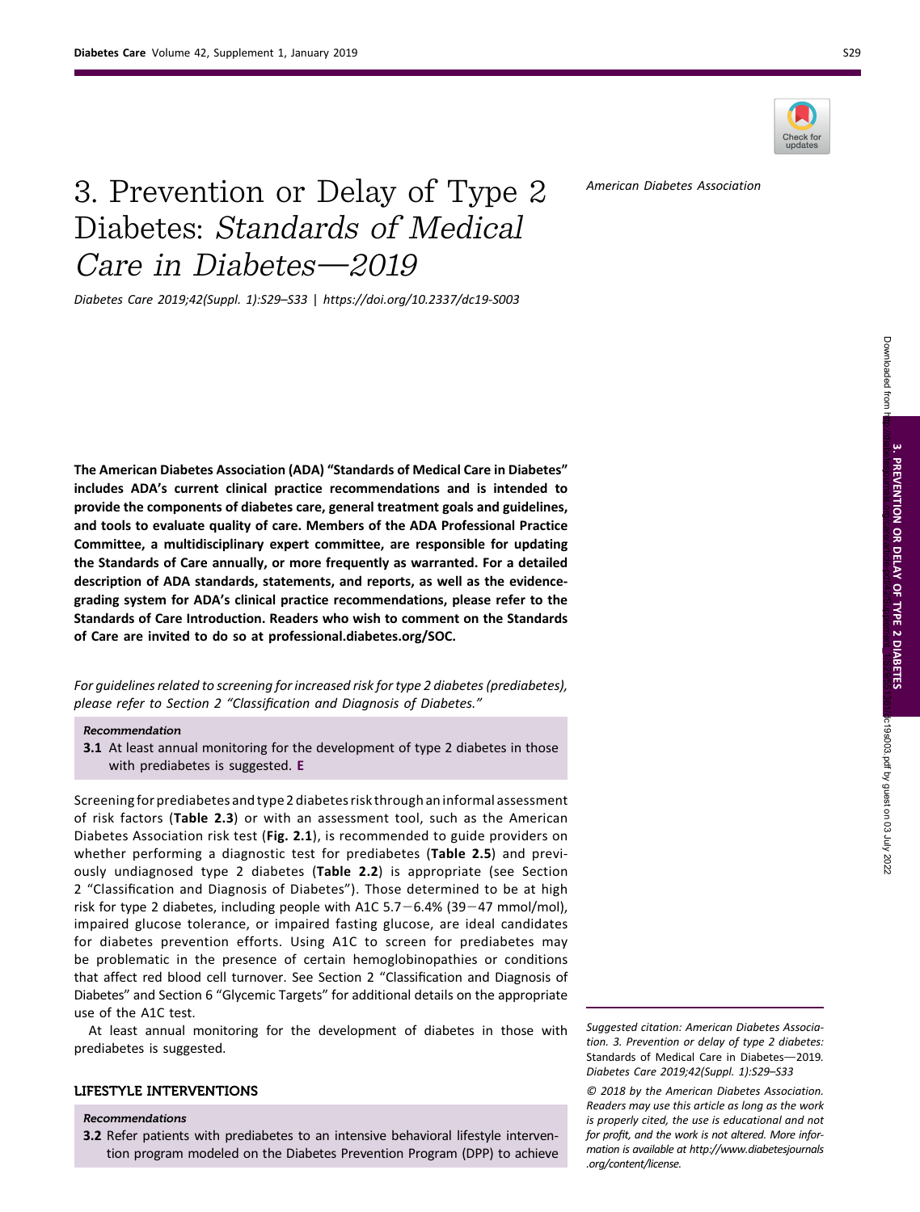# 3. Prevention or Delay of Type 2 Diabetes: *Standards of Medical Care in Diabetes—2019*

*Diabetes Care 2019;42(Suppl. 1):S29–S33 | https://doi.org/10.2337/dc19-S003*

*American Diabetes Association*

**The American Diabetes Association (ADA) "Standards of Medical Care in Diabetes" includes ADA's current clinical practice recommendations and is intended to provide the components of diabetes care, general treatment goals and guidelines, and tools to evaluate quality of care. Members of the ADA Professional Practice Committee, a multidisciplinary expert committee, are responsible for updating the Standards of Care annually, or more frequently as warranted. For a detailed description of ADA standards, statements, and reports, as well as the evidence-grading system for ADA's clinical practice recommendations, please refer to the Standards of Care Introduction. Readers who wish to comment on the Standards of Care are invited to do so at professional.diabetes.org/SOC.**

*For guidelines related to screening for increased risk for type 2 diabetes (prediabetes), please refer to Section 2 "Classification and Diagnosis of Diabetes."*

*Recommendation*

**3.1** At least annual monitoring for the development of type 2 diabetes in those with prediabetes is suggested. **E**

Screening for prediabetes and type 2 diabetes risk through an informal assessment of risk factors (**Table 2.3**) or with an assessment tool, such as the American Diabetes Association risk test (**Fig. 2.1**), is recommended to guide providers on whether performing a diagnostic test for prediabetes (**Table 2.5**) and previously undiagnosed type 2 diabetes (**Table 2.2**) is appropriate (see Section 2 "Classification and Diagnosis of Diabetes"). Those determined to be at high risk for type 2 diabetes, including people with A1C 5.7−6.4% (39−47 mmol/mol), impaired glucose tolerance, or impaired fasting glucose, are ideal candidates for diabetes prevention efforts. Using A1C to screen for prediabetes may be problematic in the presence of certain hemoglobinopathies or conditions that affect red blood cell turnover. See Section 2 "Classification and Diagnosis of Diabetes" and Section 6 "Glycemic Targets" for additional details on the appropriate use of the A1C test.

At least annual monitoring for the development of diabetes in those with prediabetes is suggested.

## LIFESTYLE INTERVENTIONS

*Recommendations*

**3.2** Refer patients with prediabetes to an intensive behavioral lifestyle intervention program modeled on the Diabetes Prevention Program (DPP) to achieve

*Suggested citation: American Diabetes Association. 3. Prevention or delay of type 2 diabetes: Standards of Medical Care in Diabetes—2019. Diabetes Care 2019;42(Suppl. 1):S29–S33*

*© 2018 by the American Diabetes Association. Readers may use this article as long as the work is properly cited, the use is educational and not for profit, and the work is not altered. More information is available at http://www.diabetesjournals.org/content/license.*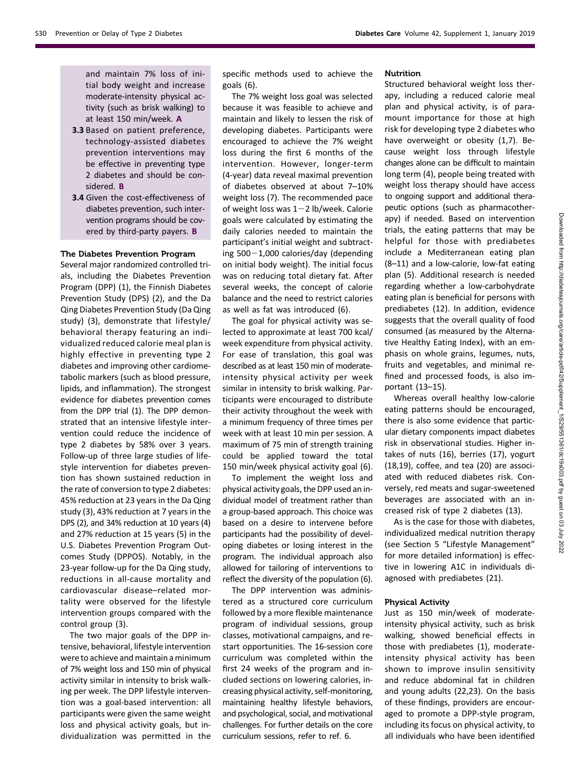and maintain 7% loss of initial body weight and increase moderate-intensity physical activity (such as brisk walking) to at least 150 min/week. **A**

**3.3** Based on patient preference, technology-assisted diabetes prevention interventions may be effective in preventing type 2 diabetes and should be considered. **B**

**3.4** Given the cost-effectiveness of diabetes prevention, such intervention programs should be covered by third-party payers. **B**

### The Diabetes Prevention Program

Several major randomized controlled trials, including the Diabetes Prevention Program (DPP) (1), the Finnish Diabetes Prevention Study (DPS) (2), and the Da Qing Diabetes Prevention Study (Da Qing study) (3), demonstrate that lifestyle/behavioral therapy featuring an individualized reduced calorie meal plan is highly effective in preventing type 2 diabetes and improving other cardiometabolic markers (such as blood pressure, lipids, and inflammation). The strongest evidence for diabetes prevention comes from the DPP trial (1). The DPP demonstrated that an intensive lifestyle intervention could reduce the incidence of type 2 diabetes by 58% over 3 years. Follow-up of three large studies of lifestyle intervention for diabetes prevention has shown sustained reduction in the rate of conversion to type 2 diabetes: 45% reduction at 23 years in the Da Qing study (3), 43% reduction at 7 years in the DPS (2), and 34% reduction at 10 years (4) and 27% reduction at 15 years (5) in the U.S. Diabetes Prevention Program Outcomes Study (DPPOS). Notably, in the 23-year follow-up for the Da Qing study, reductions in all-cause mortality and cardiovascular disease–related mortality were observed for the lifestyle intervention groups compared with the control group (3).

The two major goals of the DPP intensive, behavioral, lifestyle intervention were to achieve and maintain a minimum of 7% weight loss and 150 min of physical activity similar in intensity to brisk walking per week. The DPP lifestyle intervention was a goal-based intervention: all participants were given the same weight loss and physical activity goals, but individualization was permitted in the specific methods used to achieve the goals (6).

The 7% weight loss goal was selected because it was feasible to achieve and maintain and likely to lessen the risk of developing diabetes. Participants were encouraged to achieve the 7% weight loss during the first 6 months of the intervention. However, longer-term (4-year) data reveal maximal prevention of diabetes observed at about 7–10% weight loss (7). The recommended pace of weight loss was 1−2 lb/week. Calorie goals were calculated by estimating the daily calories needed to maintain the participant's initial weight and subtracting 500−1,000 calories/day (depending on initial body weight). The initial focus was on reducing total dietary fat. After several weeks, the concept of calorie balance and the need to restrict calories as well as fat was introduced (6).

The goal for physical activity was selected to approximate at least 700 kcal/week expenditure from physical activity. For ease of translation, this goal was described as at least 150 min of moderate-intensity physical activity per week similar in intensity to brisk walking. Participants were encouraged to distribute their activity throughout the week with a minimum frequency of three times per week with at least 10 min per session. A maximum of 75 min of strength training could be applied toward the total 150 min/week physical activity goal (6).

To implement the weight loss and physical activity goals, the DPP used an individual model of treatment rather than a group-based approach. This choice was based on a desire to intervene before participants had the possibility of developing diabetes or losing interest in the program. The individual approach also allowed for tailoring of interventions to reflect the diversity of the population (6).

The DPP intervention was administered as a structured core curriculum followed by a more flexible maintenance program of individual sessions, group classes, motivational campaigns, and restart opportunities. The 16-session core curriculum was completed within the first 24 weeks of the program and included sections on lowering calories, increasing physical activity, self-monitoring, maintaining healthy lifestyle behaviors, and psychological, social, and motivational challenges. For further details on the core curriculum sessions, refer to ref. 6.

### Nutrition

Structured behavioral weight loss therapy, including a reduced calorie meal plan and physical activity, is of paramount importance for those at high risk for developing type 2 diabetes who have overweight or obesity (1,7). Because weight loss through lifestyle changes alone can be difficult to maintain long term (4), people being treated with weight loss therapy should have access to ongoing support and additional therapeutic options (such as pharmacotherapy) if needed. Based on intervention trials, the eating patterns that may be helpful for those with prediabetes include a Mediterranean eating plan (8–11) and a low-calorie, low-fat eating plan (5). Additional research is needed regarding whether a low-carbohydrate eating plan is beneficial for persons with prediabetes (12). In addition, evidence suggests that the overall quality of food consumed (as measured by the Alternative Healthy Eating Index), with an emphasis on whole grains, legumes, nuts, fruits and vegetables, and minimal refined and processed foods, is also important (13–15).

Whereas overall healthy low-calorie eating patterns should be encouraged, there is also some evidence that particular dietary components impact diabetes risk in observational studies. Higher intakes of nuts (16), berries (17), yogurt (18,19), coffee, and tea (20) are associated with reduced diabetes risk. Conversely, red meats and sugar-sweetened beverages are associated with an increased risk of type 2 diabetes (13).

As is the case for those with diabetes, individualized medical nutrition therapy (see Section 5 "Lifestyle Management" for more detailed information) is effective in lowering A1C in individuals diagnosed with prediabetes (21).

### Physical Activity

Just as 150 min/week of moderate-intensity physical activity, such as brisk walking, showed beneficial effects in those with prediabetes (1), moderate-intensity physical activity has been shown to improve insulin sensitivity and reduce abdominal fat in children and young adults (22,23). On the basis of these findings, providers are encouraged to promote a DPP-style program, including its focus on physical activity, to all individuals who have been identified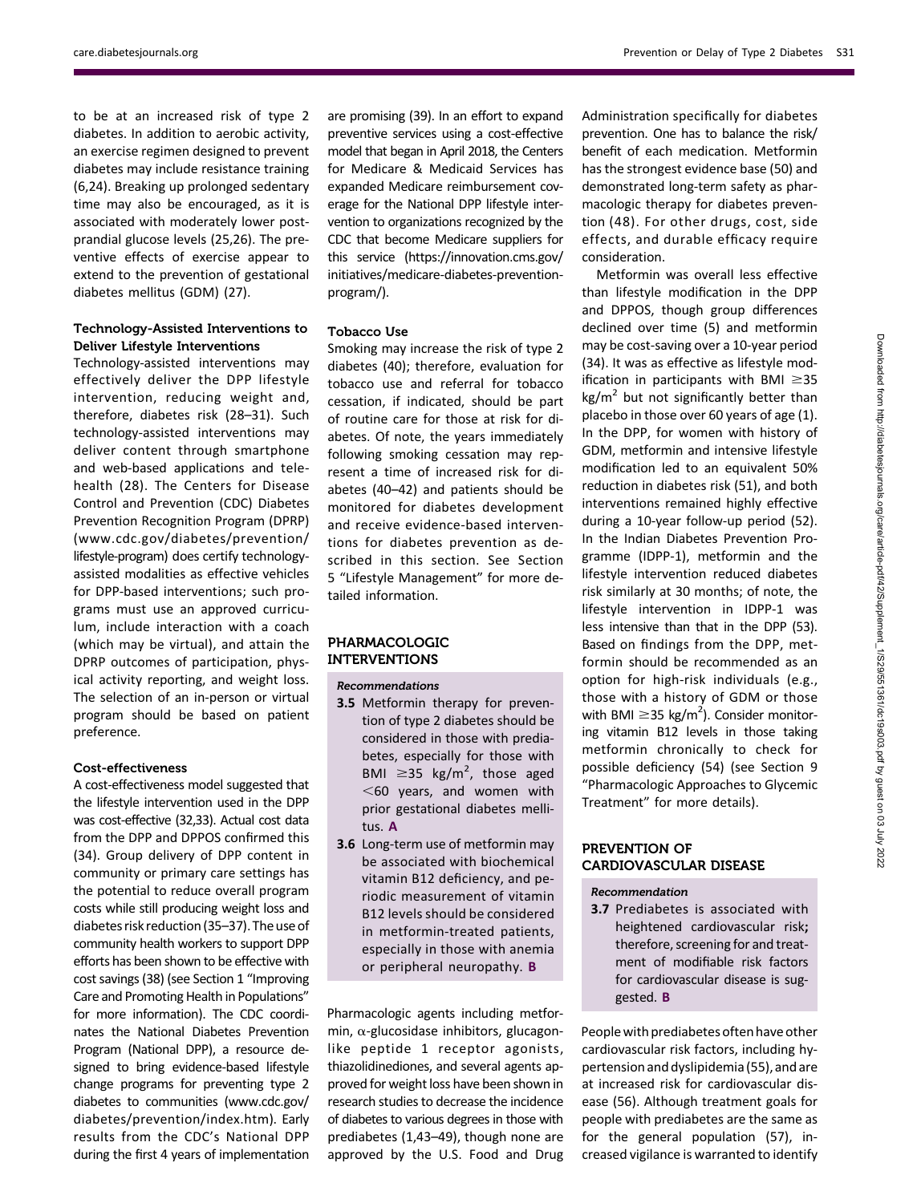to be at an increased risk of type 2 diabetes. In addition to aerobic activity, an exercise regimen designed to prevent diabetes may include resistance training (6,24). Breaking up prolonged sedentary time may also be encouraged, as it is associated with moderately lower postprandial glucose levels (25,26). The preventive effects of exercise appear to extend to the prevention of gestational diabetes mellitus (GDM) (27).

### Technology-Assisted Interventions to Deliver Lifestyle Interventions

Technology-assisted interventions may effectively deliver the DPP lifestyle intervention, reducing weight and, therefore, diabetes risk (28–31). Such technology-assisted interventions may deliver content through smartphone and web-based applications and telehealth (28). The Centers for Disease Control and Prevention (CDC) Diabetes Prevention Recognition Program (DPRP) (www.cdc.gov/diabetes/prevention/lifestyle-program) does certify technology-assisted modalities as effective vehicles for DPP-based interventions; such programs must use an approved curriculum, include interaction with a coach (which may be virtual), and attain the DPRP outcomes of participation, physical activity reporting, and weight loss. The selection of an in-person or virtual program should be based on patient preference.

### Cost-effectiveness

A cost-effectiveness model suggested that the lifestyle intervention used in the DPP was cost-effective (32,33). Actual cost data from the DPP and DPPOS confirmed this (34). Group delivery of DPP content in community or primary care settings has the potential to reduce overall program costs while still producing weight loss and diabetes risk reduction (35–37). The use of community health workers to support DPP efforts has been shown to be effective with cost savings (38) (see Section 1 "Improving Care and Promoting Health in Populations" for more information). The CDC coordinates the National Diabetes Prevention Program (National DPP), a resource designed to bring evidence-based lifestyle change programs for preventing type 2 diabetes to communities (www.cdc.gov/diabetes/prevention/index.htm). Early results from the CDC's National DPP during the first 4 years of implementation are promising (39). In an effort to expand preventive services using a cost-effective model that began in April 2018, the Centers for Medicare & Medicaid Services has expanded Medicare reimbursement coverage for the National DPP lifestyle intervention to organizations recognized by the CDC that become Medicare suppliers for this service (https://innovation.cms.gov/initiatives/medicare-diabetes-prevention-program/).

### Tobacco Use

Smoking may increase the risk of type 2 diabetes (40); therefore, evaluation for tobacco use and referral for tobacco cessation, if indicated, should be part of routine care for those at risk for diabetes. Of note, the years immediately following smoking cessation may represent a time of increased risk for diabetes (40–42) and patients should be monitored for diabetes development and receive evidence-based interventions for diabetes prevention as described in this section. See Section 5 "Lifestyle Management" for more detailed information.

## PHARMACOLOGIC INTERVENTIONS

*Recommendations*

- **3.5** Metformin therapy for prevention of type 2 diabetes should be considered in those with prediabetes, especially for those with BMI $\geq$35 kg/m$^2$, those aged <60 years, and women with prior gestational diabetes mellitus. **A**
- **3.6** Long-term use of metformin may be associated with biochemical vitamin B12 deficiency, and periodic measurement of vitamin B12 levels should be considered in metformin-treated patients, especially in those with anemia or peripheral neuropathy. **B**

Pharmacologic agents including metformin, α-glucosidase inhibitors, glucagon-like peptide 1 receptor agonists, thiazolidinediones, and several agents approved for weight loss have been shown in research studies to decrease the incidence of diabetes to various degrees in those with prediabetes (1,43–49), though none are approved by the U.S. Food and Drug Administration specifically for diabetes prevention. One has to balance the risk/benefit of each medication. Metformin has the strongest evidence base (50) and demonstrated long-term safety as pharmacologic therapy for diabetes prevention (48). For other drugs, cost, side effects, and durable efficacy require consideration.

Metformin was overall less effective than lifestyle modification in the DPP and DPPOS, though group differences declined over time (5) and metformin may be cost-saving over a 10-year period (34). It was as effective as lifestyle modification in participants with BMI $\geq$35 kg/m$^2$ but not significantly better than placebo in those over 60 years of age (1). In the DPP, for women with history of GDM, metformin and intensive lifestyle modification led to an equivalent 50% reduction in diabetes risk (51), and both interventions remained highly effective during a 10-year follow-up period (52). In the Indian Diabetes Prevention Programme (IDPP-1), metformin and the lifestyle intervention reduced diabetes risk similarly at 30 months; of note, the lifestyle intervention in IDPP-1 was less intensive than that in the DPP (53). Based on findings from the DPP, metformin should be recommended as an option for high-risk individuals (e.g., those with a history of GDM or those with BMI $\geq$35 kg/m$^2$). Consider monitoring vitamin B12 levels in those taking metformin chronically to check for possible deficiency (54) (see Section 9 "Pharmacologic Approaches to Glycemic Treatment" for more details).

## PREVENTION OF CARDIOVASCULAR DISEASE

*Recommendation*

- **3.7** Prediabetes is associated with heightened cardiovascular risk; therefore, screening for and treatment of modifiable risk factors for cardiovascular disease is suggested. **B**

People with prediabetes often have other cardiovascular risk factors, including hypertension and dyslipidemia (55), and are at increased risk for cardiovascular disease (56). Although treatment goals for people with prediabetes are the same as for the general population (57), increased vigilance is warranted to identify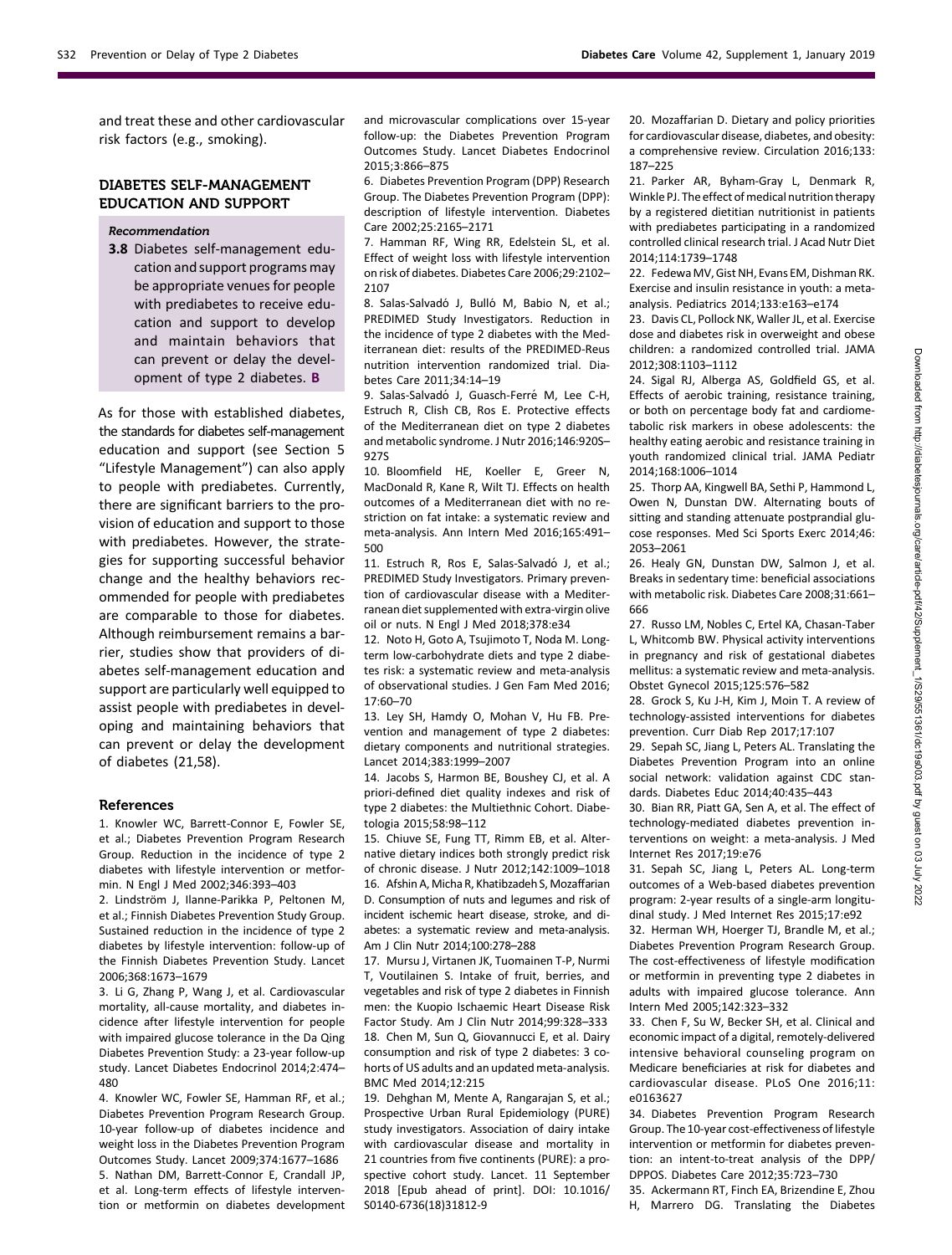and treat these and other cardiovascular risk factors (e.g., smoking).

## DIABETES SELF-MANAGEMENT EDUCATION AND SUPPORT

*Recommendation*

**3.8** Diabetes self-management education and support programs may be appropriate venues for people with prediabetes to receive education and support to develop and maintain behaviors that can prevent or delay the development of type 2 diabetes. **B**

As for those with established diabetes, the standards for diabetes self-management education and support (see Section 5 "Lifestyle Management") can also apply to people with prediabetes. Currently, there are significant barriers to the provision of education and support to those with prediabetes. However, the strategies for supporting successful behavior change and the healthy behaviors recommended for people with prediabetes are comparable to those for diabetes. Although reimbursement remains a barrier, studies show that providers of diabetes self-management education and support are particularly well equipped to assist people with prediabetes in developing and maintaining behaviors that can prevent or delay the development of diabetes (21,58).

### References

1. Knowler WC, Barrett-Connor E, Fowler SE, et al.; Diabetes Prevention Program Research Group. Reduction in the incidence of type 2 diabetes with lifestyle intervention or metformin. N Engl J Med 2002;346:393–403
2. Lindström J, Ilanne-Parikka P, Peltonen M, et al.; Finnish Diabetes Prevention Study Group. Sustained reduction in the incidence of type 2 diabetes by lifestyle intervention: follow-up of the Finnish Diabetes Prevention Study. Lancet 2006;368:1673–1679
3. Li G, Zhang P, Wang J, et al. Cardiovascular mortality, all-cause mortality, and diabetes incidence after lifestyle intervention for people with impaired glucose tolerance in the Da Qing Diabetes Prevention Study: a 23-year follow-up study. Lancet Diabetes Endocrinol 2014;2:474–480
4. Knowler WC, Fowler SE, Hamman RF, et al.; Diabetes Prevention Program Research Group. 10-year follow-up of diabetes incidence and weight loss in the Diabetes Prevention Program Outcomes Study. Lancet 2009;374:1677–1686
5. Nathan DM, Barrett-Connor E, Crandall JP, et al. Long-term effects of lifestyle intervention or metformin on diabetes development and microvascular complications over 15-year follow-up: the Diabetes Prevention Program Outcomes Study. Lancet Diabetes Endocrinol 2015;3:866–875
6. Diabetes Prevention Program (DPP) Research Group. The Diabetes Prevention Program (DPP): description of lifestyle intervention. Diabetes Care 2002;25:2165–2171
7. Hamman RF, Wing RR, Edelstein SL, et al. Effect of weight loss with lifestyle intervention on risk of diabetes. Diabetes Care 2006;29:2102–2107
8. Salas-Salvadó J, Bulló M, Babio N, et al.; PREDIMED Study Investigators. Reduction in the incidence of type 2 diabetes with the Mediterranean diet: results of the PREDIMED-Reus nutrition intervention randomized trial. Diabetes Care 2011;34:14–19
9. Salas-Salvadó J, Guasch-Ferré M, Lee C-H, Estruch R, Clish CB, Ros E. Protective effects of the Mediterranean diet on type 2 diabetes and metabolic syndrome. J Nutr 2016;146:920S–927S
10. Bloomfield HE, Koeller E, Greer N, MacDonald R, Kane R, Wilt TJ. Effects on health outcomes of a Mediterranean diet with no restriction on fat intake: a systematic review and meta-analysis. Ann Intern Med 2016;165:491–500
11. Estruch R, Ros E, Salas-Salvadó J, et al.; PREDIMED Study Investigators. Primary prevention of cardiovascular disease with a Mediterranean diet supplemented with extra-virgin olive oil or nuts. N Engl J Med 2018;378:e34
12. Noto H, Goto A, Tsujimoto T, Noda M. Long-term low-carbohydrate diets and type 2 diabetes risk: a systematic review and meta-analysis of observational studies. J Gen Fam Med 2016;17:60–70
13. Ley SH, Hamdy O, Mohan V, Hu FB. Prevention and management of type 2 diabetes: dietary components and nutritional strategies. Lancet 2014;383:1999–2007
14. Jacobs S, Harmon BE, Boushey CJ, et al. A priori-defined diet quality indexes and risk of type 2 diabetes: the Multiethnic Cohort. Diabetologia 2015;58:98–112
15. Chiuve SE, Fung TT, Rimm EB, et al. Alternative dietary indices both strongly predict risk of chronic disease. J Nutr 2012;142:1009–1018
16. Afshin A, Micha R, Khatibzadeh S, Mozaffarian D. Consumption of nuts and legumes and risk of incident ischemic heart disease, stroke, and diabetes: a systematic review and meta-analysis. Am J Clin Nutr 2014;100:278–288
17. Mursu J, Virtanen JK, Tuomainen T-P, Nurmi T, Voutilainen S. Intake of fruit, berries, and vegetables and risk of type 2 diabetes in Finnish men: the Kuopio Ischaemic Heart Disease Risk Factor Study. Am J Clin Nutr 2014;99:328–333
18. Chen M, Sun Q, Giovannucci E, et al. Dairy consumption and risk of type 2 diabetes: 3 cohorts of US adults and an updated meta-analysis. BMC Med 2014;12:215
19. Dehghan M, Mente A, Rangarajan S, et al.; Prospective Urban Rural Epidemiology (PURE) study investigators. Association of dairy intake with cardiovascular disease and mortality in 21 countries from five continents (PURE): a prospective cohort study. Lancet. 11 September 2018 [Epub ahead of print]. DOI: 10.1016/S0140-6736(18)31812-9
20. Mozaffarian D. Dietary and policy priorities for cardiovascular disease, diabetes, and obesity: a comprehensive review. Circulation 2016;133:187–225
21. Parker AR, Byham-Gray L, Denmark R, Winkle PJ. The effect of medical nutrition therapy by a registered dietitian nutritionist in patients with prediabetes participating in a randomized controlled clinical research trial. J Acad Nutr Diet 2014;114:1739–1748
22. Fedewa MV, Gist NH, Evans EM, Dishman RK. Exercise and insulin resistance in youth: a meta-analysis. Pediatrics 2014;133:e163–e174
23. Davis CL, Pollock NK, Waller JL, et al. Exercise dose and diabetes risk in overweight and obese children: a randomized controlled trial. JAMA 2012;308:1103–1112
24. Sigal RJ, Alberga AS, Goldfield GS, et al. Effects of aerobic training, resistance training, or both on percentage body fat and cardiometabolic risk markers in obese adolescents: the healthy eating aerobic and resistance training in youth randomized clinical trial. JAMA Pediatr 2014;168:1006–1014
25. Thorp AA, Kingwell BA, Sethi P, Hammond L, Owen N, Dunstan DW. Alternating bouts of sitting and standing attenuate postprandial glucose responses. Med Sci Sports Exerc 2014;46:2053–2061
26. Healy GN, Dunstan DW, Salmon J, et al. Breaks in sedentary time: beneficial associations with metabolic risk. Diabetes Care 2008;31:661–666
27. Russo LM, Nobles C, Ertel KA, Chasan-Taber L, Whitcomb BW. Physical activity interventions in pregnancy and risk of gestational diabetes mellitus: a systematic review and meta-analysis. Obstet Gynecol 2015;125:576–582
28. Grock S, Ku J-H, Kim J, Moin T. A review of technology-assisted interventions for diabetes prevention. Curr Diab Rep 2017;17:107
29. Sepah SC, Jiang L, Peters AL. Translating the Diabetes Prevention Program into an online social network: validation against CDC standards. Diabetes Educ 2014;40:435–443
30. Bian RR, Piatt GA, Sen A, et al. The effect of technology-mediated diabetes prevention interventions on weight: a meta-analysis. J Med Internet Res 2017;19:e76
31. Sepah SC, Jiang L, Peters AL. Long-term outcomes of a Web-based diabetes prevention program: 2-year results of a single-arm longitudinal study. J Med Internet Res 2015;17:e92
32. Herman WH, Hoerger TJ, Brandle M, et al.; Diabetes Prevention Program Research Group. The cost-effectiveness of lifestyle modification or metformin in preventing type 2 diabetes in adults with impaired glucose tolerance. Ann Intern Med 2005;142:323–332
33. Chen F, Su W, Becker SH, et al. Clinical and economic impact of a digital, remotely-delivered intensive behavioral counseling program on Medicare beneficiaries at risk for diabetes and cardiovascular disease. PLoS One 2016;11:e0163627
34. Diabetes Prevention Program Research Group. The 10-year cost-effectiveness of lifestyle intervention or metformin for diabetes prevention: an intent-to-treat analysis of the DPP/DPPOS. Diabetes Care 2012;35:723–730
35. Ackermann RT, Finch EA, Brizendine E, Zhou H, Marrero DG. Translating the Diabetes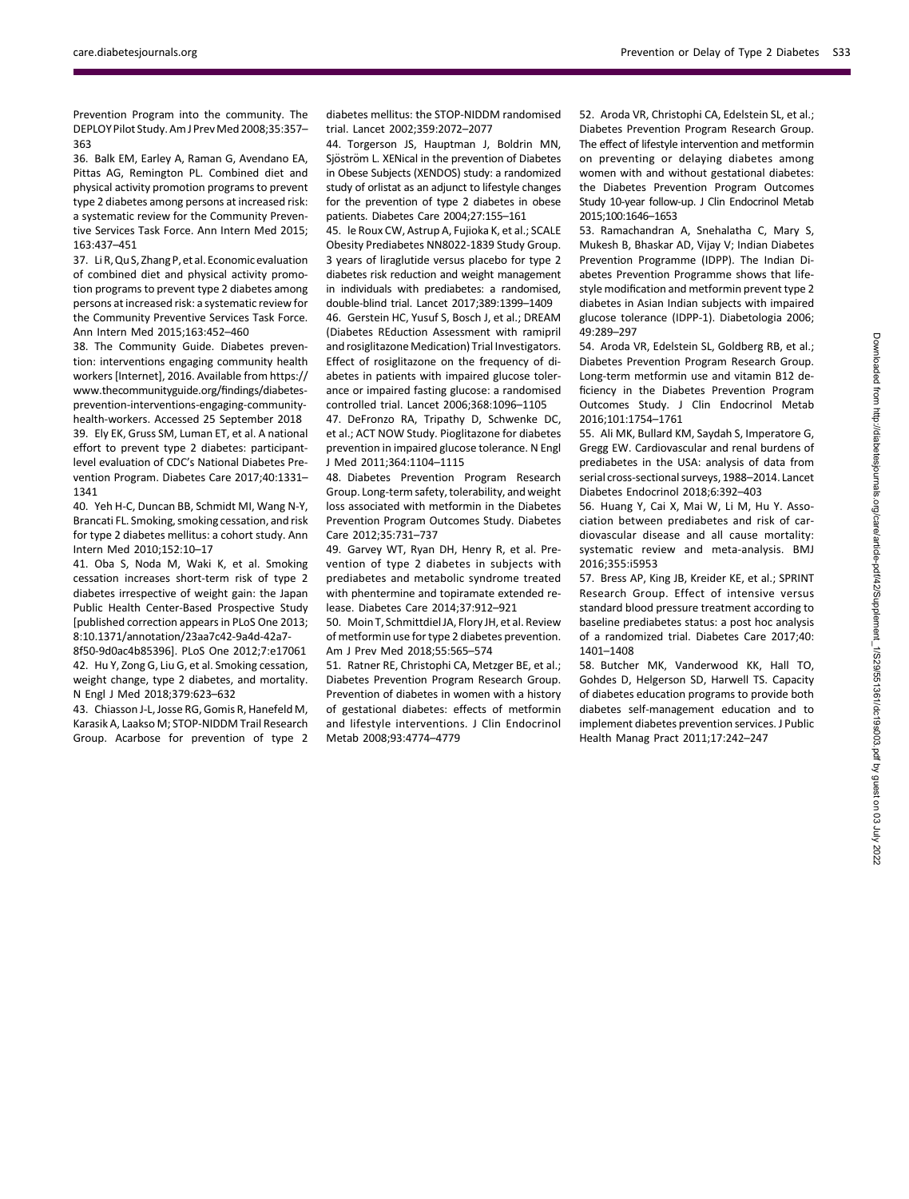Prevention Program into the community. The DEPLOY Pilot Study. Am J Prev Med 2008;35:357–363

36. Balk EM, Earley A, Raman G, Avendano EA, Pittas AG, Remington PL. Combined diet and physical activity promotion programs to prevent type 2 diabetes among persons at increased risk: a systematic review for the Community Preventive Services Task Force. Ann Intern Med 2015; 163:437–451

37. Li R, Qu S, Zhang P, et al. Economic evaluation of combined diet and physical activity promotion programs to prevent type 2 diabetes among persons at increased risk: a systematic review for the Community Preventive Services Task Force. Ann Intern Med 2015;163:452–460

38. The Community Guide. Diabetes prevention: interventions engaging community health workers [Internet], 2016. Available from https://www.thecommunityguide.org/findings/diabetes-prevention-interventions-engaging-community-health-workers. Accessed 25 September 2018

39. Ely EK, Gruss SM, Luman ET, et al. A national effort to prevent type 2 diabetes: participant-level evaluation of CDC's National Diabetes Prevention Program. Diabetes Care 2017;40:1331–1341

40. Yeh H-C, Duncan BB, Schmidt MI, Wang N-Y, Brancati FL. Smoking, smoking cessation, and risk for type 2 diabetes mellitus: a cohort study. Ann Intern Med 2010;152:10–17

41. Oba S, Noda M, Waki K, et al. Smoking cessation increases short-term risk of type 2 diabetes irrespective of weight gain: the Japan Public Health Center-Based Prospective Study [published correction appears in PLoS One 2013; 8:10.1371/annotation/23aa7c42-9a4d-42a7-8f50-9d0ac4b85396]. PLoS One 2012;7:e17061

42. Hu Y, Zong G, Liu G, et al. Smoking cessation, weight change, type 2 diabetes, and mortality. N Engl J Med 2018;379:623–632

43. Chiasson J-L, Josse RG, Gomis R, Hanefeld M, Karasik A, Laakso M; STOP-NIDDM Trail Research Group. Acarbose for prevention of type 2 diabetes mellitus: the STOP-NIDDM randomised trial. Lancet 2002;359:2072–2077

44. Torgerson JS, Hauptman J, Boldrin MN, Sjöström L. XENical in the prevention of Diabetes in Obese Subjects (XENDOS) study: a randomized study of orlistat as an adjunct to lifestyle changes for the prevention of type 2 diabetes in obese patients. Diabetes Care 2004;27:155–161

45. le Roux CW, Astrup A, Fujioka K, et al.; SCALE Obesity Prediabetes NN8022-1839 Study Group. 3 years of liraglutide versus placebo for type 2 diabetes risk reduction and weight management in individuals with prediabetes: a randomised, double-blind trial. Lancet 2017;389:1399–1409

46. Gerstein HC, Yusuf S, Bosch J, et al.; DREAM (Diabetes REduction Assessment with ramipril and rosiglitazone Medication) Trial Investigators. Effect of rosiglitazone on the frequency of diabetes in patients with impaired glucose tolerance or impaired fasting glucose: a randomised controlled trial. Lancet 2006;368:1096–1105

47. DeFronzo RA, Tripathy D, Schwenke DC, et al.; ACT NOW Study. Pioglitazone for diabetes prevention in impaired glucose tolerance. N Engl J Med 2011;364:1104–1115

48. Diabetes Prevention Program Research Group. Long-term safety, tolerability, and weight loss associated with metformin in the Diabetes Prevention Program Outcomes Study. Diabetes Care 2012;35:731–737

49. Garvey WT, Ryan DH, Henry R, et al. Prevention of type 2 diabetes in subjects with prediabetes and metabolic syndrome treated with phentermine and topiramate extended release. Diabetes Care 2014;37:912–921

50. Moin T, Schmittdiel JA, Flory JH, et al. Review of metformin use for type 2 diabetes prevention. Am J Prev Med 2018;55:565–574

51. Ratner RE, Christophi CA, Metzger BE, et al.; Diabetes Prevention Program Research Group. Prevention of diabetes in women with a history of gestational diabetes: effects of metformin and lifestyle interventions. J Clin Endocrinol Metab 2008;93:4774–4779

52. Aroda VR, Christophi CA, Edelstein SL, et al.; Diabetes Prevention Program Research Group. The effect of lifestyle intervention and metformin on preventing or delaying diabetes among women with and without gestational diabetes: the Diabetes Prevention Program Outcomes Study 10-year follow-up. J Clin Endocrinol Metab 2015;100:1646–1653

53. Ramachandran A, Snehalatha C, Mary S, Mukesh B, Bhaskar AD, Vijay V; Indian Diabetes Prevention Programme (IDPP). The Indian Diabetes Prevention Programme shows that lifestyle modification and metformin prevent type 2 diabetes in Asian Indian subjects with impaired glucose tolerance (IDPP-1). Diabetologia 2006; 49:289–297

54. Aroda VR, Edelstein SL, Goldberg RB, et al.; Diabetes Prevention Program Research Group. Long-term metformin use and vitamin B12 deficiency in the Diabetes Prevention Program Outcomes Study. J Clin Endocrinol Metab 2016;101:1754–1761

55. Ali MK, Bullard KM, Saydah S, Imperatore G, Gregg EW. Cardiovascular and renal burdens of prediabetes in the USA: analysis of data from serial cross-sectional surveys, 1988–2014. Lancet Diabetes Endocrinol 2018;6:392–403

56. Huang Y, Cai X, Mai W, Li M, Hu Y. Association between prediabetes and risk of cardiovascular disease and all cause mortality: systematic review and meta-analysis. BMJ 2016;355:i5953

57. Bress AP, King JB, Kreider KE, et al.; SPRINT Research Group. Effect of intensive versus standard blood pressure treatment according to baseline prediabetes status: a post hoc analysis of a randomized trial. Diabetes Care 2017;40: 1401–1408

58. Butcher MK, Vanderwood KK, Hall TO, Gohdes D, Helgerson SD, Harwell TS. Capacity of diabetes education programs to provide both diabetes self-management education and to implement diabetes prevention services. J Public Health Manag Pract 2011;17:242–247